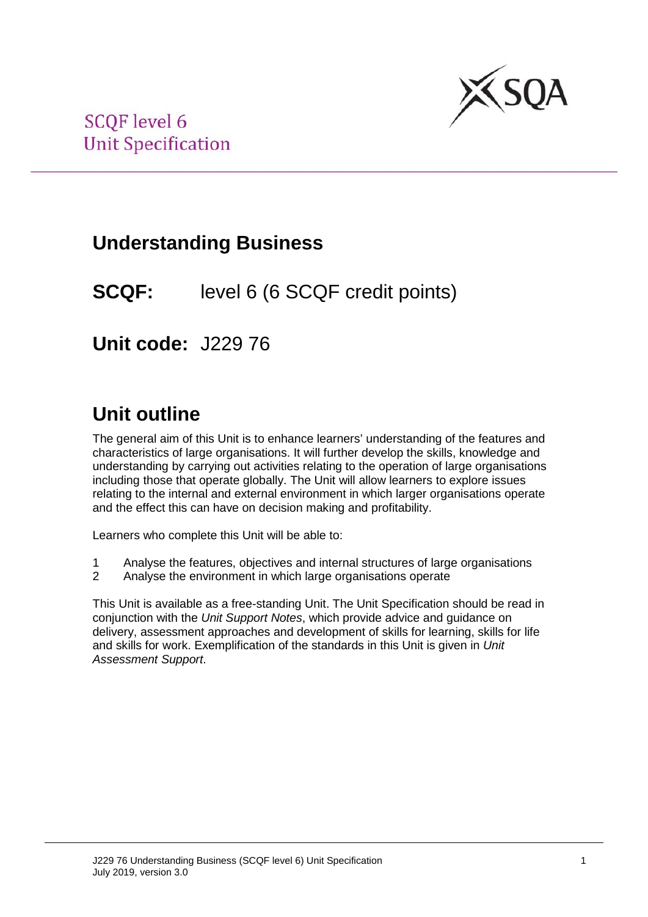SCQF level 6
Unit Specification

# Understanding Business

**SCQF:** level 6 (6 SCQF credit points)

**Unit code:** J229 76

## Unit outline

The general aim of this Unit is to enhance learners' understanding of the features and characteristics of large organisations. It will further develop the skills, knowledge and understanding by carrying out activities relating to the operation of large organisations including those that operate globally. The Unit will allow learners to explore issues relating to the internal and external environment in which larger organisations operate and the effect this can have on decision making and profitability.

Learners who complete this Unit will be able to:

1. Analyse the features, objectives and internal structures of large organisations
2. Analyse the environment in which large organisations operate

This Unit is available as a free-standing Unit. The Unit Specification should be read in conjunction with the *Unit Support Notes*, which provide advice and guidance on delivery, assessment approaches and development of skills for learning, skills for life and skills for work. Exemplification of the standards in this Unit is given in *Unit Assessment Support*.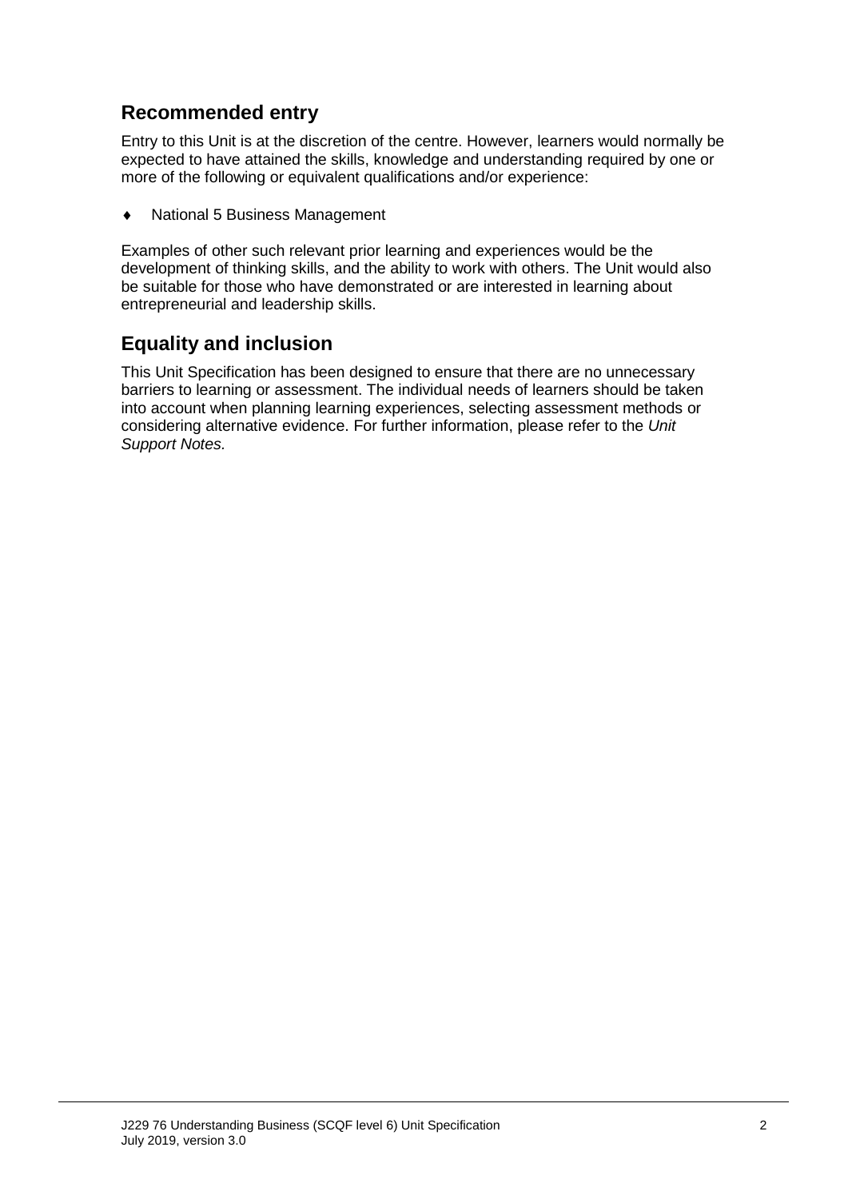## Recommended entry

Entry to this Unit is at the discretion of the centre. However, learners would normally be expected to have attained the skills, knowledge and understanding required by one or more of the following or equivalent qualifications and/or experience:

- National 5 Business Management

Examples of other such relevant prior learning and experiences would be the development of thinking skills, and the ability to work with others. The Unit would also be suitable for those who have demonstrated or are interested in learning about entrepreneurial and leadership skills.

## Equality and inclusion

This Unit Specification has been designed to ensure that there are no unnecessary barriers to learning or assessment. The individual needs of learners should be taken into account when planning learning experiences, selecting assessment methods or considering alternative evidence. For further information, please refer to the *Unit Support Notes.*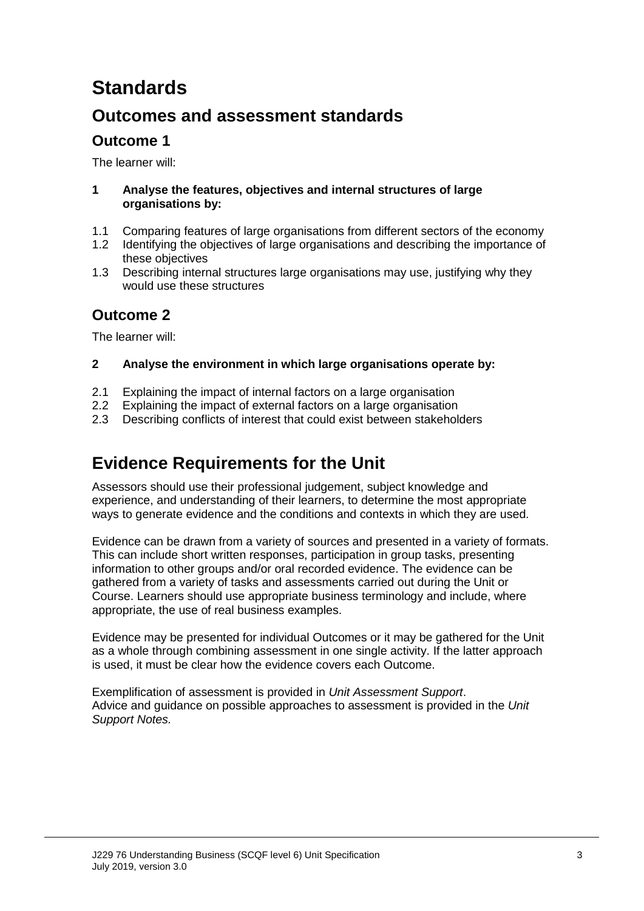# Standards

## Outcomes and assessment standards

### Outcome 1

The learner will:

**1 Analyse the features, objectives and internal structures of large organisations by:**

1.1 Comparing features of large organisations from different sectors of the economy
1.2 Identifying the objectives of large organisations and describing the importance of these objectives
1.3 Describing internal structures large organisations may use, justifying why they would use these structures

### Outcome 2

The learner will:

**2 Analyse the environment in which large organisations operate by:**

2.1 Explaining the impact of internal factors on a large organisation
2.2 Explaining the impact of external factors on a large organisation
2.3 Describing conflicts of interest that could exist between stakeholders

## Evidence Requirements for the Unit

Assessors should use their professional judgement, subject knowledge and experience, and understanding of their learners, to determine the most appropriate ways to generate evidence and the conditions and contexts in which they are used.

Evidence can be drawn from a variety of sources and presented in a variety of formats. This can include short written responses, participation in group tasks, presenting information to other groups and/or oral recorded evidence. The evidence can be gathered from a variety of tasks and assessments carried out during the Unit or Course. Learners should use appropriate business terminology and include, where appropriate, the use of real business examples.

Evidence may be presented for individual Outcomes or it may be gathered for the Unit as a whole through combining assessment in one single activity. If the latter approach is used, it must be clear how the evidence covers each Outcome.

Exemplification of assessment is provided in *Unit Assessment Support*.
Advice and guidance on possible approaches to assessment is provided in the *Unit Support Notes.*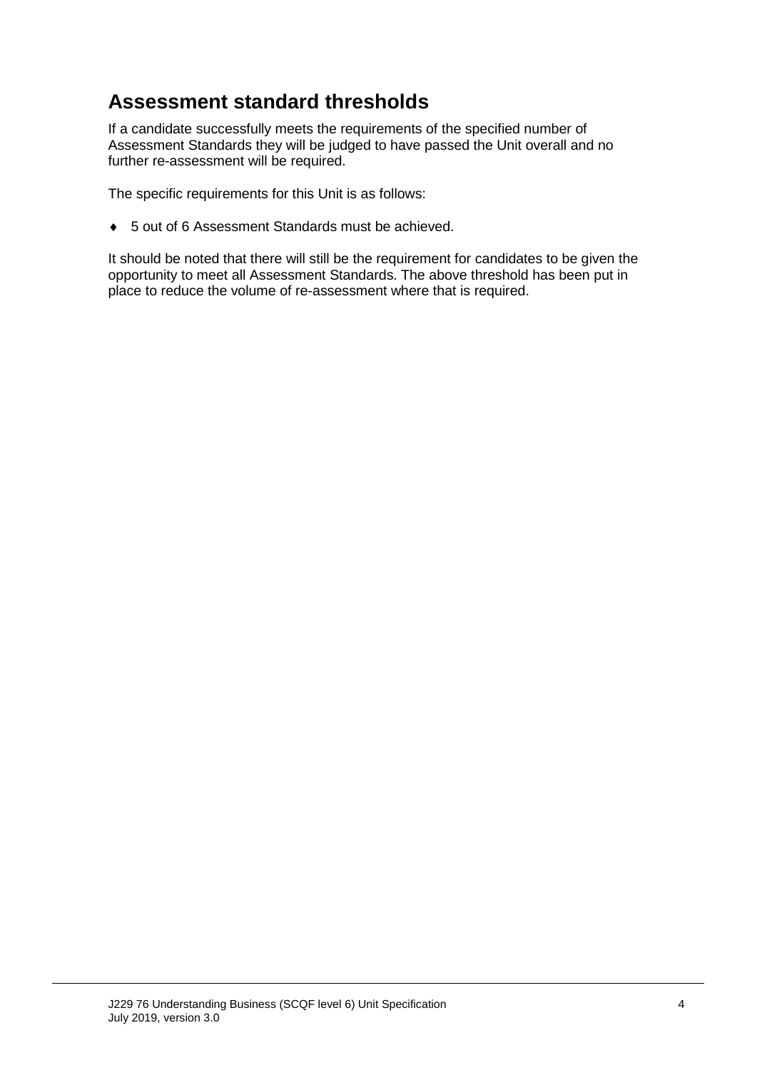## Assessment standard thresholds

If a candidate successfully meets the requirements of the specified number of Assessment Standards they will be judged to have passed the Unit overall and no further re-assessment will be required.

The specific requirements for this Unit is as follows:

- 5 out of 6 Assessment Standards must be achieved.

It should be noted that there will still be the requirement for candidates to be given the opportunity to meet all Assessment Standards. The above threshold has been put in place to reduce the volume of re-assessment where that is required.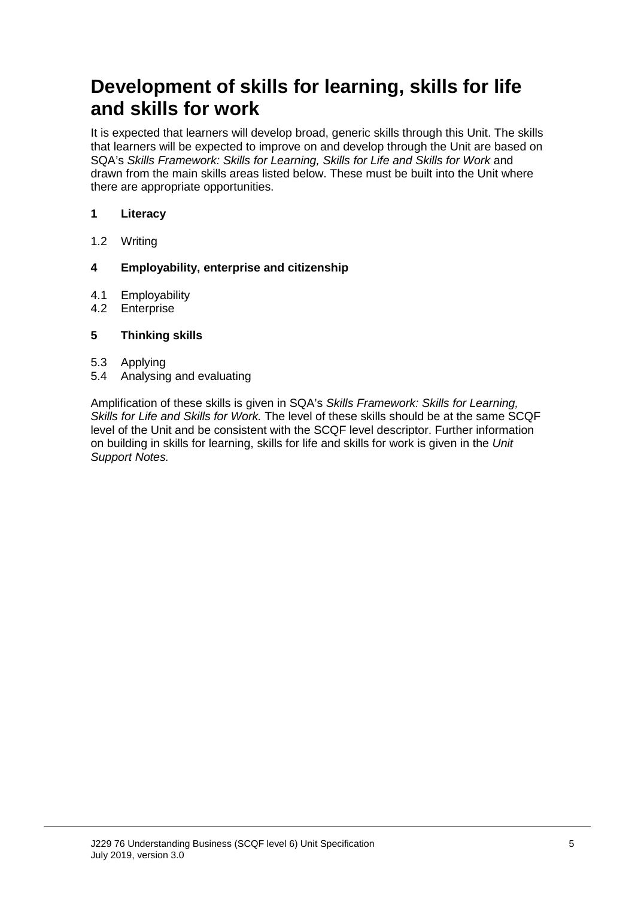# Development of skills for learning, skills for life and skills for work

It is expected that learners will develop broad, generic skills through this Unit. The skills that learners will be expected to improve on and develop through the Unit are based on SQA's *Skills Framework: Skills for Learning, Skills for Life and Skills for Work* and drawn from the main skills areas listed below. These must be built into the Unit where there are appropriate opportunities.

**1 Literacy**

1.2 Writing

**4 Employability, enterprise and citizenship**

4.1 Employability
4.2 Enterprise

**5 Thinking skills**

5.3 Applying
5.4 Analysing and evaluating

Amplification of these skills is given in SQA's *Skills Framework: Skills for Learning, Skills for Life and Skills for Work.* The level of these skills should be at the same SCQF level of the Unit and be consistent with the SCQF level descriptor. Further information on building in skills for learning, skills for life and skills for work is given in the *Unit Support Notes.*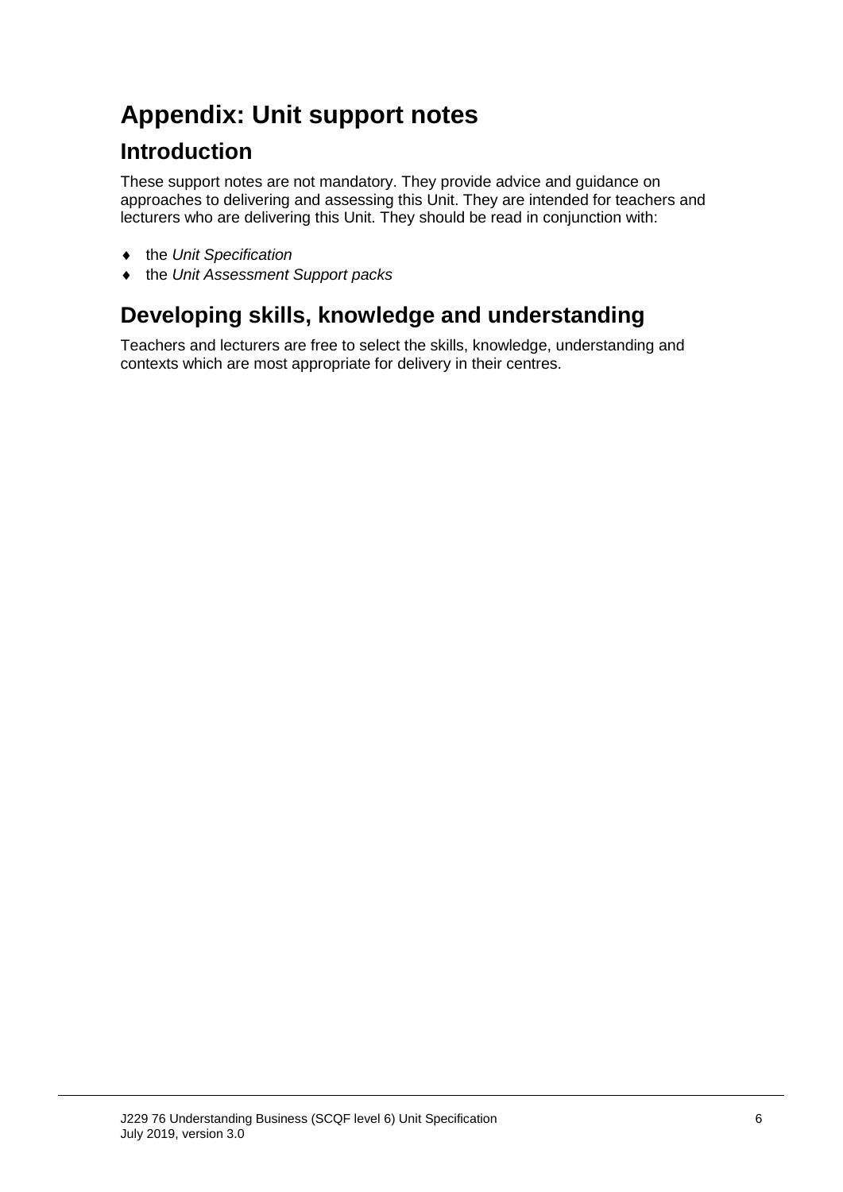# Appendix: Unit support notes

## Introduction

These support notes are not mandatory. They provide advice and guidance on approaches to delivering and assessing this Unit. They are intended for teachers and lecturers who are delivering this Unit. They should be read in conjunction with:

- the *Unit Specification*
- the *Unit Assessment Support packs*

## Developing skills, knowledge and understanding

Teachers and lecturers are free to select the skills, knowledge, understanding and contexts which are most appropriate for delivery in their centres.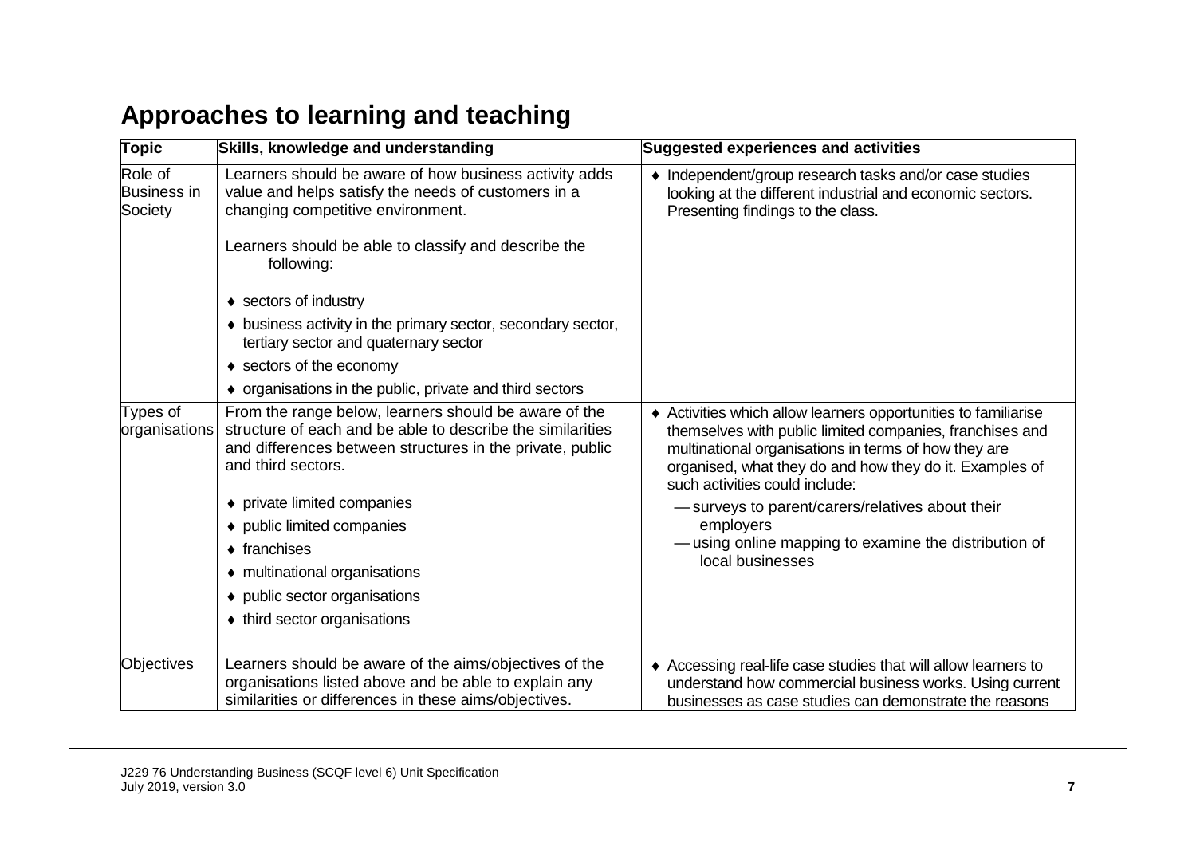## Approaches to learning and teaching

| Topic | Skills, knowledge and understanding | Suggested experiences and activities |
|---|---|---|
| Role of Business in Society | Learners should be aware of how business activity adds value and helps satisfy the needs of customers in a changing competitive environment.<br><br>Learners should be able to classify and describe the following:<br><br>♦ sectors of industry<br>♦ business activity in the primary sector, secondary sector, tertiary sector and quaternary sector<br>♦ sectors of the economy<br>♦ organisations in the public, private and third sectors | ♦ Independent/group research tasks and/or case studies looking at the different industrial and economic sectors. Presenting findings to the class. |
| Types of organisations | From the range below, learners should be aware of the structure of each and be able to describe the similarities and differences between structures in the private, public and third sectors.<br><br>♦ private limited companies<br>♦ public limited companies<br>♦ franchises<br>♦ multinational organisations<br>♦ public sector organisations<br>♦ third sector organisations | ♦ Activities which allow learners opportunities to familiarise themselves with public limited companies, franchises and multinational organisations in terms of how they are organised, what they do and how they do it. Examples of such activities could include:<br>— surveys to parent/carers/relatives about their employers<br>— using online mapping to examine the distribution of local businesses |
| Objectives | Learners should be aware of the aims/objectives of the organisations listed above and be able to explain any similarities or differences in these aims/objectives. | ♦ Accessing real-life case studies that will allow learners to understand how commercial business works. Using current businesses as case studies can demonstrate the reasons |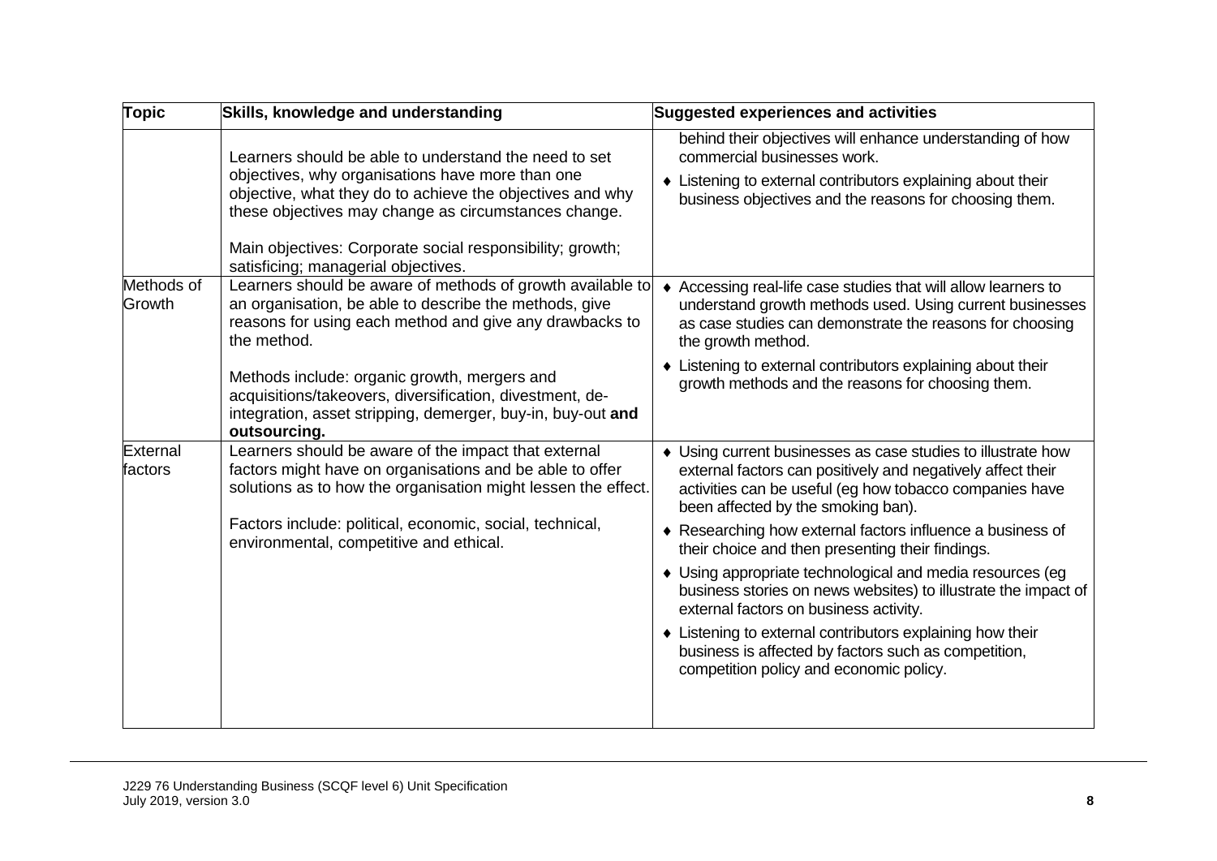| Topic | Skills, knowledge and understanding | Suggested experiences and activities |
|---|---|---|
| | Learners should be able to understand the need to set objectives, why organisations have more than one objective, what they do to achieve the objectives and why these objectives may change as circumstances change.<br><br>Main objectives: Corporate social responsibility; growth; satisficing; managerial objectives. | behind their objectives will enhance understanding of how commercial businesses work.<br><br>♦ Listening to external contributors explaining about their business objectives and the reasons for choosing them. |
| Methods of Growth | Learners should be aware of methods of growth available to an organisation, be able to describe the methods, give reasons for using each method and give any drawbacks to the method.<br><br>Methods include: organic growth, mergers and acquisitions/takeovers, diversification, divestment, de-integration, asset stripping, demerger, buy-in, buy-out **and outsourcing.** | ♦ Accessing real-life case studies that will allow learners to understand growth methods used. Using current businesses as case studies can demonstrate the reasons for choosing the growth method.<br><br>♦ Listening to external contributors explaining about their growth methods and the reasons for choosing them. |
| External factors | Learners should be aware of the impact that external factors might have on organisations and be able to offer solutions as to how the organisation might lessen the effect.<br><br>Factors include: political, economic, social, technical, environmental, competitive and ethical. | ♦ Using current businesses as case studies to illustrate how external factors can positively and negatively affect their activities can be useful (eg how tobacco companies have been affected by the smoking ban).<br><br>♦ Researching how external factors influence a business of their choice and then presenting their findings.<br><br>♦ Using appropriate technological and media resources (eg business stories on news websites) to illustrate the impact of external factors on business activity.<br><br>♦ Listening to external contributors explaining how their business is affected by factors such as competition, competition policy and economic policy. |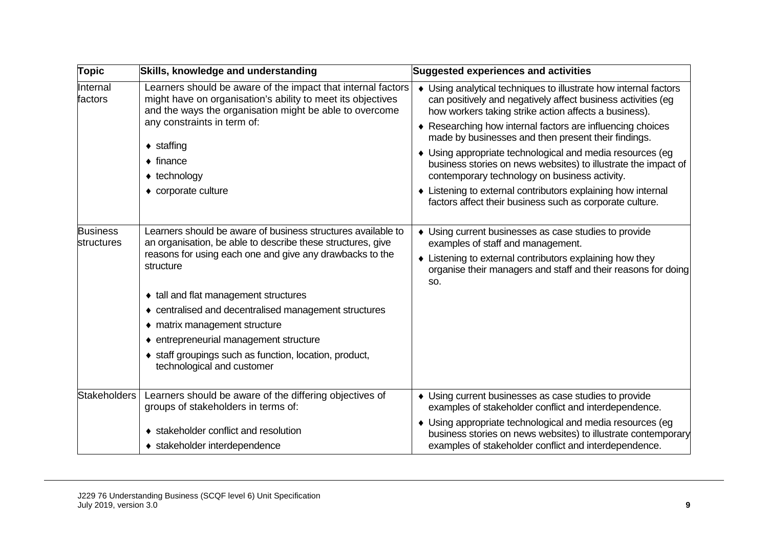| Topic | Skills, knowledge and understanding | Suggested experiences and activities |
|---|---|---|
| Internal factors | Learners should be aware of the impact that internal factors might have on organisation's ability to meet its objectives and the ways the organisation might be able to overcome any constraints in term of:<br><br>♦ staffing<br>♦ finance<br>♦ technology<br>♦ corporate culture | ♦ Using analytical techniques to illustrate how internal factors can positively and negatively affect business activities (eg how workers taking strike action affects a business).<br>♦ Researching how internal factors are influencing choices made by businesses and then present their findings.<br>♦ Using appropriate technological and media resources (eg business stories on news websites) to illustrate the impact of contemporary technology on business activity.<br>♦ Listening to external contributors explaining how internal factors affect their business such as corporate culture. |
| Business structures | Learners should be aware of business structures available to an organisation, be able to describe these structures, give reasons for using each one and give any drawbacks to the structure<br><br>♦ tall and flat management structures<br>♦ centralised and decentralised management structures<br>♦ matrix management structure<br>♦ entrepreneurial management structure<br>♦ staff groupings such as function, location, product, technological and customer | ♦ Using current businesses as case studies to provide examples of staff and management.<br>♦ Listening to external contributors explaining how they organise their managers and staff and their reasons for doing so. |
| Stakeholders | Learners should be aware of the differing objectives of groups of stakeholders in terms of:<br><br>♦ stakeholder conflict and resolution<br>♦ stakeholder interdependence | ♦ Using current businesses as case studies to provide examples of stakeholder conflict and interdependence.<br>♦ Using appropriate technological and media resources (eg business stories on news websites) to illustrate contemporary examples of stakeholder conflict and interdependence. |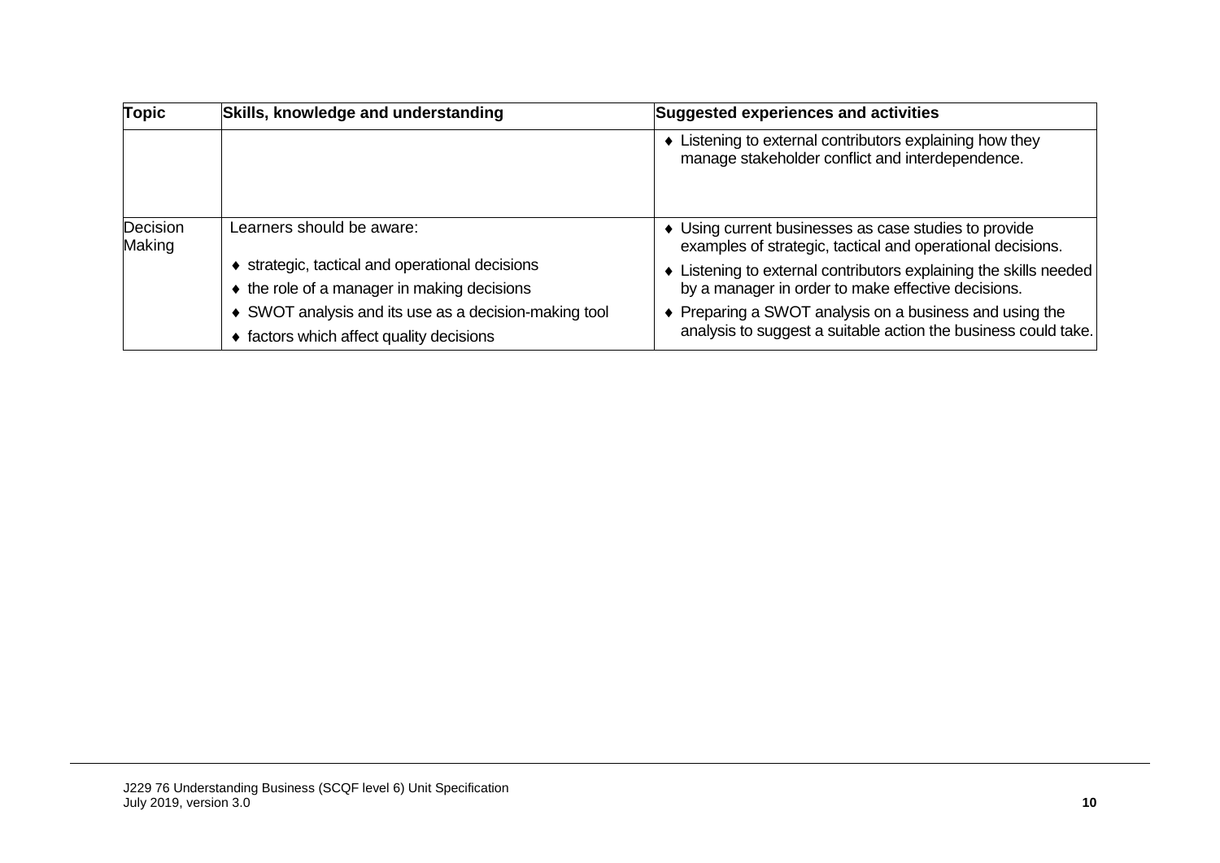| Topic | Skills, knowledge and understanding | Suggested experiences and activities |
| --- | --- | --- |
| | | ♦ Listening to external contributors explaining how they manage stakeholder conflict and interdependence. |
| Decision Making | Learners should be aware:<br><br>♦ strategic, tactical and operational decisions<br>♦ the role of a manager in making decisions<br>♦ SWOT analysis and its use as a decision-making tool<br>♦ factors which affect quality decisions | ♦ Using current businesses as case studies to provide examples of strategic, tactical and operational decisions.<br>♦ Listening to external contributors explaining the skills needed by a manager in order to make effective decisions.<br>♦ Preparing a SWOT analysis on a business and using the analysis to suggest a suitable action the business could take. |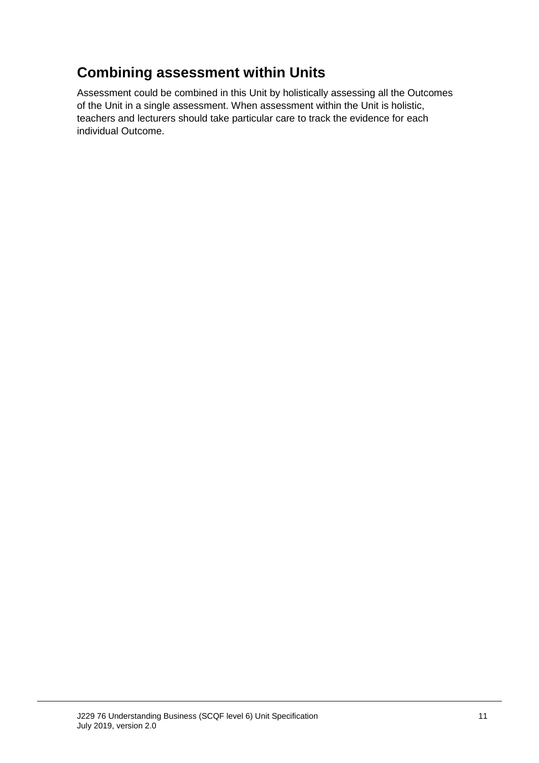## Combining assessment within Units

Assessment could be combined in this Unit by holistically assessing all the Outcomes of the Unit in a single assessment. When assessment within the Unit is holistic, teachers and lecturers should take particular care to track the evidence for each individual Outcome.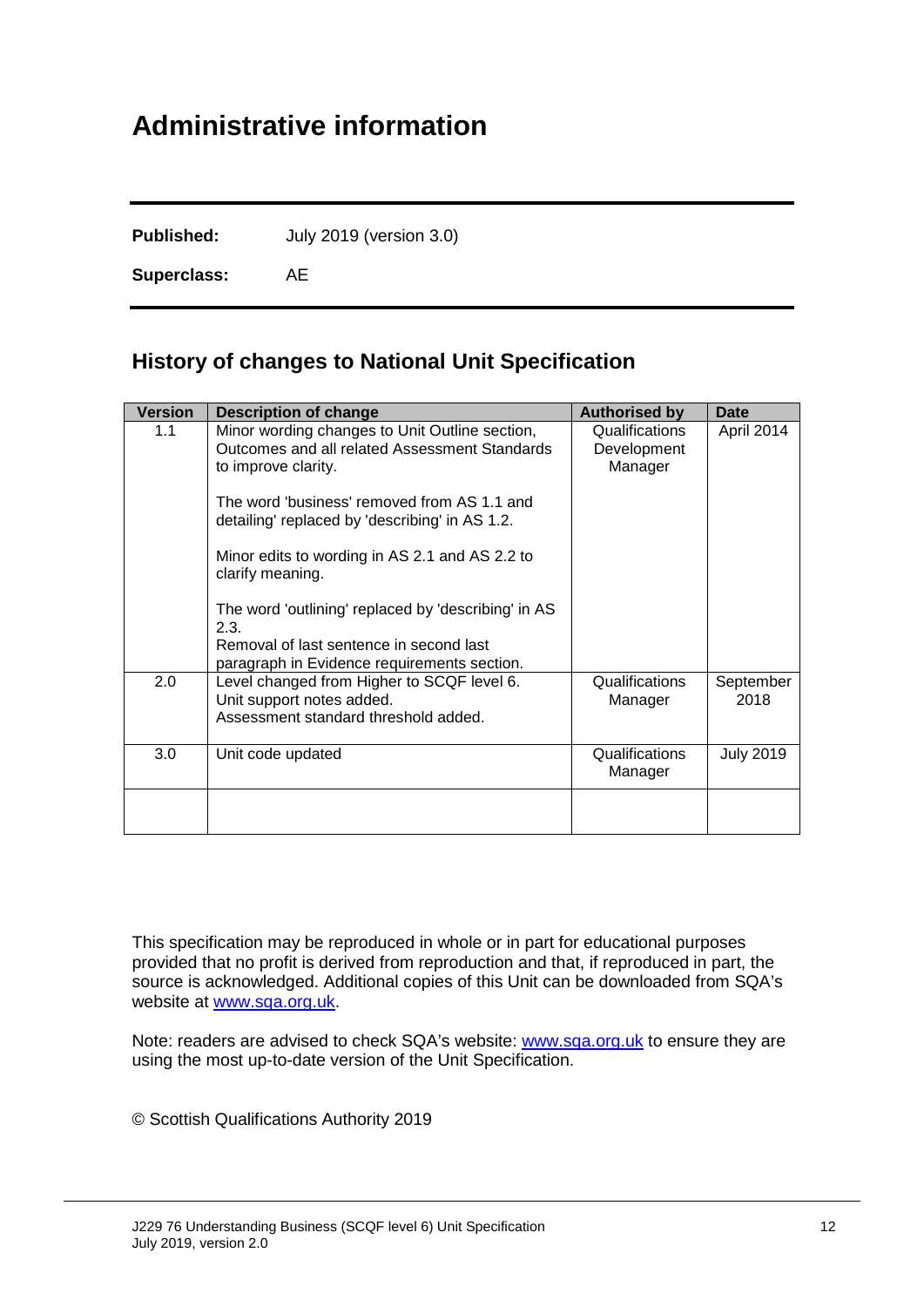# Administrative information

**Published:** July 2019 (version 3.0)

**Superclass:** AE

## History of changes to National Unit Specification

| Version | Description of change | Authorised by | Date |
|---|---|---|---|
| 1.1 | Minor wording changes to Unit Outline section, Outcomes and all related Assessment Standards to improve clarity.<br><br>The word 'business' removed from AS 1.1 and detailing' replaced by 'describing' in AS 1.2.<br><br>Minor edits to wording in AS 2.1 and AS 2.2 to clarify meaning.<br><br>The word 'outlining' replaced by 'describing' in AS 2.3.<br>Removal of last sentence in second last paragraph in Evidence requirements section. | Qualifications Development Manager | April 2014 |
| 2.0 | Level changed from Higher to SCQF level 6.<br>Unit support notes added.<br>Assessment standard threshold added. | Qualifications Manager | September 2018 |
| 3.0 | Unit code updated | Qualifications Manager | July 2019 |
| | | | |

This specification may be reproduced in whole or in part for educational purposes provided that no profit is derived from reproduction and that, if reproduced in part, the source is acknowledged. Additional copies of this Unit can be downloaded from SQA's website at www.sqa.org.uk.

Note: readers are advised to check SQA's website: www.sqa.org.uk to ensure they are using the most up-to-date version of the Unit Specification.

© Scottish Qualifications Authority 2019